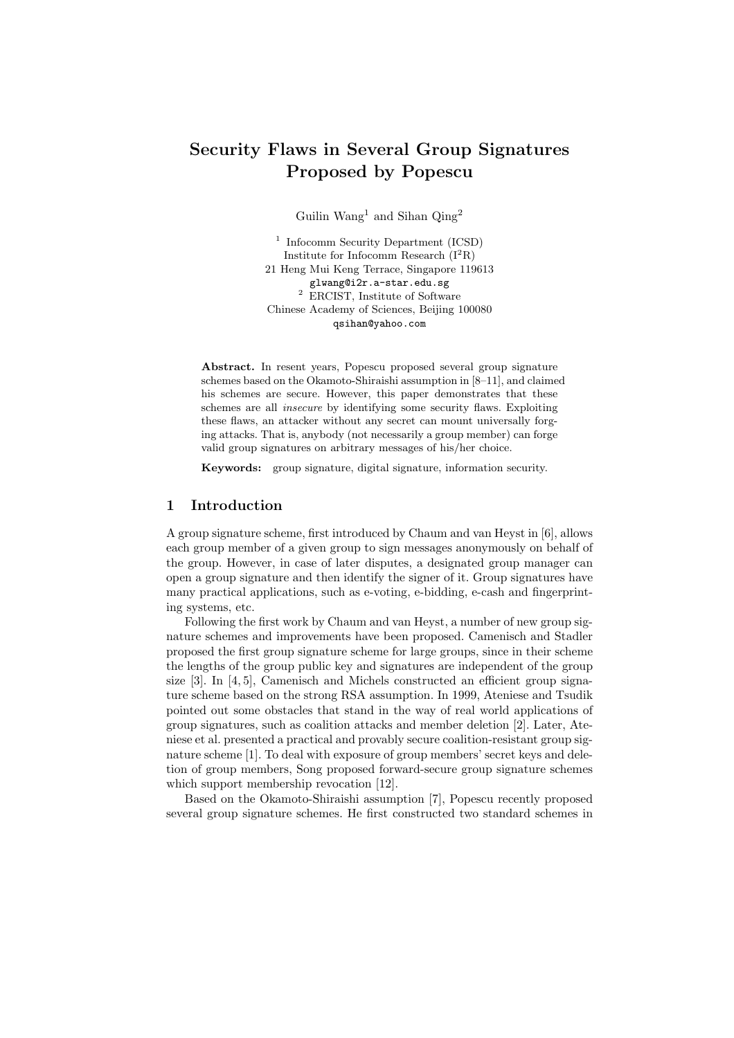# Security Flaws in Several Group Signatures Proposed by Popescu

Guilin Wang[1] and Sihan Qing[2]

[1] Infocomm Security Department (ICSD)
Institute for Infocomm Research (I[2]R)
21 Heng Mui Keng Terrace, Singapore 119613
`glwang@i2r.a-star.edu.sg`
[2] ERCIST, Institute of Software
Chinese Academy of Sciences, Beijing 100080
`qsihan@yahoo.com`

**Abstract.** In resent years, Popescu proposed several group signature schemes based on the Okamoto-Shiraishi assumption in [8–11], and claimed his schemes are secure. However, this paper demonstrates that these schemes are all *insecure* by identifying some security flaws. Exploiting these flaws, an attacker without any secret can mount universally forging attacks. That is, anybody (not necessarily a group member) can forge valid group signatures on arbitrary messages of his/her choice.

**Keywords:** group signature, digital signature, information security.

## 1 Introduction

A group signature scheme, first introduced by Chaum and van Heyst in [6], allows each group member of a given group to sign messages anonymously on behalf of the group. However, in case of later disputes, a designated group manager can open a group signature and then identify the signer of it. Group signatures have many practical applications, such as e-voting, e-bidding, e-cash and fingerprinting systems, etc.

Following the first work by Chaum and van Heyst, a number of new group signature schemes and improvements have been proposed. Camenisch and Stadler proposed the first group signature scheme for large groups, since in their scheme the lengths of the group public key and signatures are independent of the group size [3]. In [4, 5], Camenisch and Michels constructed an efficient group signature scheme based on the strong RSA assumption. In 1999, Ateniese and Tsudik pointed out some obstacles that stand in the way of real world applications of group signatures, such as coalition attacks and member deletion [2]. Later, Ateniese et al. presented a practical and provably secure coalition-resistant group signature scheme [1]. To deal with exposure of group members' secret keys and deletion of group members, Song proposed forward-secure group signature schemes which support membership revocation [12].

Based on the Okamoto-Shiraishi assumption [7], Popescu recently proposed several group signature schemes. He first constructed two standard schemes in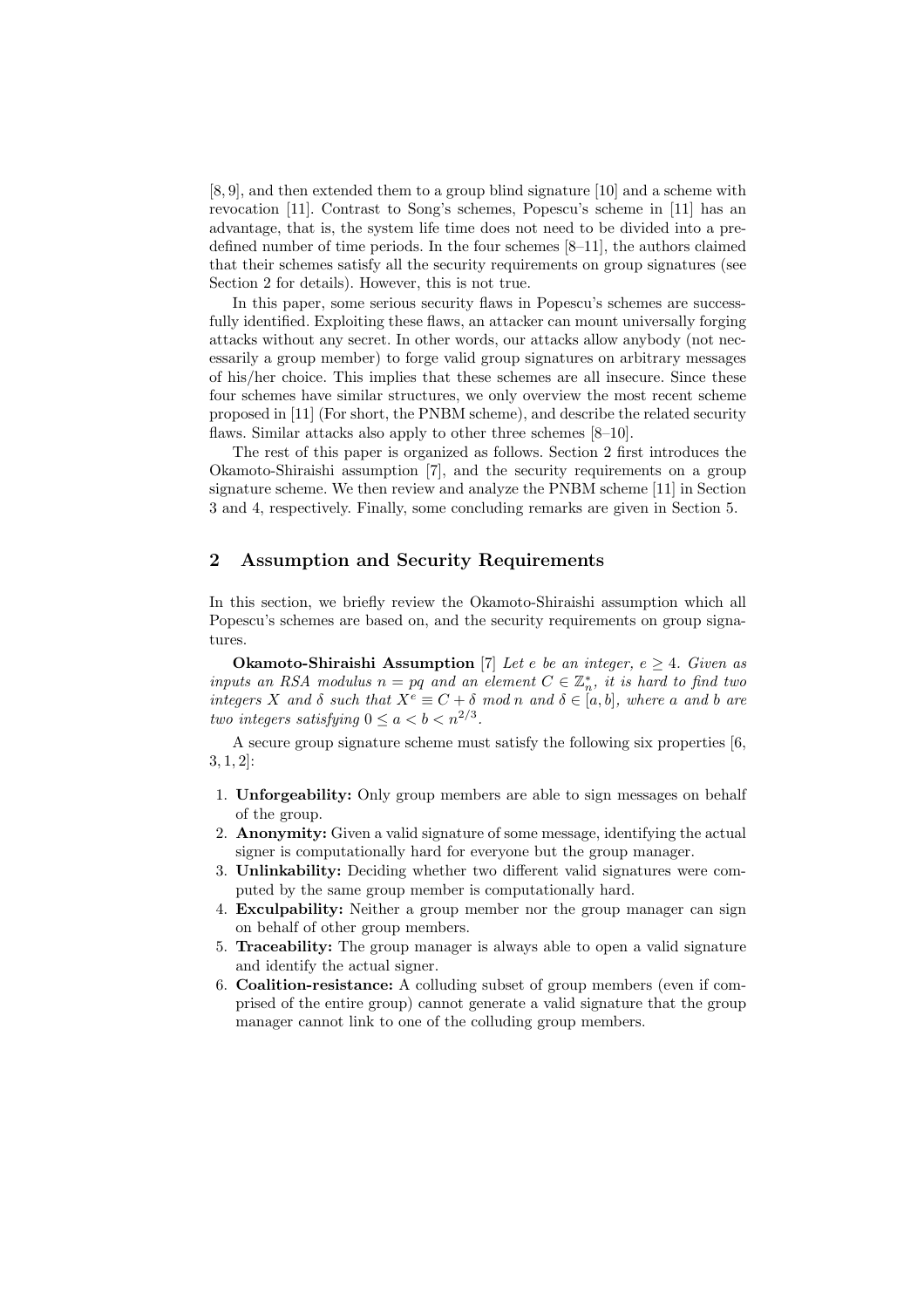[8, 9], and then extended them to a group blind signature [10] and a scheme with revocation [11]. Contrast to Song's schemes, Popescu's scheme in [11] has an advantage, that is, the system life time does not need to be divided into a pre-defined number of time periods. In the four schemes [8–11], the authors claimed that their schemes satisfy all the security requirements on group signatures (see Section 2 for details). However, this is not true.

In this paper, some serious security flaws in Popescu's schemes are successfully identified. Exploiting these flaws, an attacker can mount universally forging attacks without any secret. In other words, our attacks allow anybody (not necessarily a group member) to forge valid group signatures on arbitrary messages of his/her choice. This implies that these schemes are all insecure. Since these four schemes have similar structures, we only overview the most recent scheme proposed in [11] (For short, the PNBM scheme), and describe the related security flaws. Similar attacks also apply to other three schemes [8–10].

The rest of this paper is organized as follows. Section 2 first introduces the Okamoto-Shiraishi assumption [7], and the security requirements on a group signature scheme. We then review and analyze the PNBM scheme [11] in Section 3 and 4, respectively. Finally, some concluding remarks are given in Section 5.

## 2 Assumption and Security Requirements

In this section, we briefly review the Okamoto-Shiraishi assumption which all Popescu's schemes are based on, and the security requirements on group signatures.

**Okamoto-Shiraishi Assumption** [7] *Let $e$ be an integer, $e \geq 4$. Given as inputs an RSA modulus $n = pq$ and an element $C \in \mathbb{Z}_n^*$, it is hard to find two integers $X$ and $\delta$ such that $X^e \equiv C + \delta \bmod n$ and $\delta \in [a, b]$, where $a$ and $b$ are two integers satisfying $0 \leq a < b < n^{2/3}$.*

A secure group signature scheme must satisfy the following six properties [6, 3, 1, 2]:

1. **Unforgeability:** Only group members are able to sign messages on behalf of the group.
2. **Anonymity:** Given a valid signature of some message, identifying the actual signer is computationally hard for everyone but the group manager.
3. **Unlinkability:** Deciding whether two different valid signatures were computed by the same group member is computationally hard.
4. **Exculpability:** Neither a group member nor the group manager can sign on behalf of other group members.
5. **Traceability:** The group manager is always able to open a valid signature and identify the actual signer.
6. **Coalition-resistance:** A colluding subset of group members (even if comprised of the entire group) cannot generate a valid signature that the group manager cannot link to one of the colluding group members.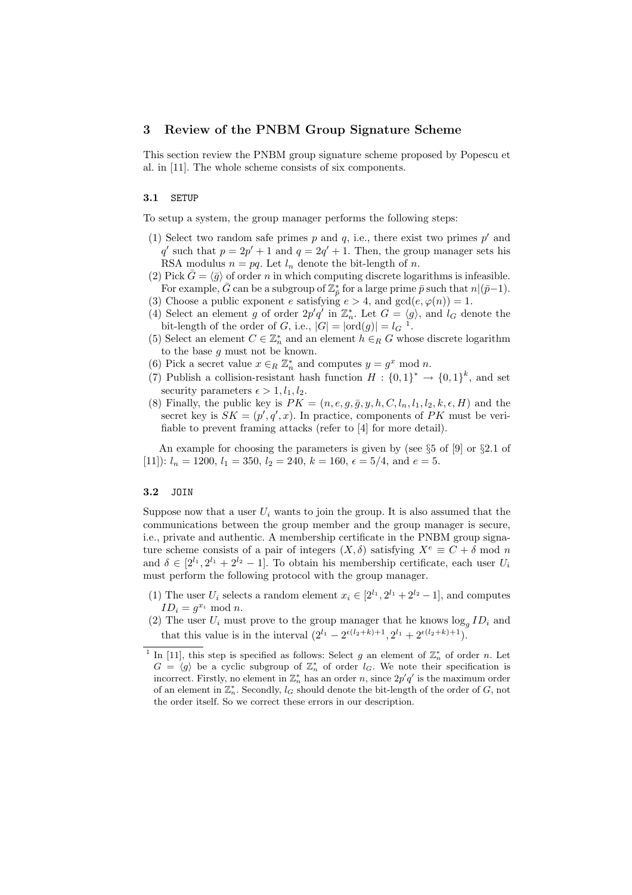## 3 Review of the PNBM Group Signature Scheme

This section review the PNBM group signature scheme proposed by Popescu et al. in [11]. The whole scheme consists of six components.

### 3.1 SETUP

To setup a system, the group manager performs the following steps:

(1) Select two random safe primes $p$ and $q$, i.e., there exist two primes $p'$ and $q'$ such that $p = 2p' + 1$ and $q = 2q' + 1$. Then, the group manager sets his RSA modulus $n = pq$. Let $l_n$ denote the bit-length of $n$.
(2) Pick $\bar{G} = \langle \bar{g} \rangle$ of order $n$ in which computing discrete logarithms is infeasible. For example, $\bar{G}$ can be a subgroup of $\mathbb{Z}_{\bar{p}}^*$ for a large prime $\bar{p}$ such that $n|(\bar{p}-1)$.
(3) Choose a public exponent $e$ satisfying $e > 4$, and $\gcd(e, \varphi(n)) = 1$.
(4) Select an element $g$ of order $2p'q'$ in $\mathbb{Z}_n^*$. Let $G = \langle g \rangle$, and $l_G$ denote the bit-length of the order of $G$, i.e., $|G| = |\text{ord}(g)| = l_G$ [1].
(5) Select an element $C \in \mathbb{Z}_n^*$ and an element $h \in_R G$ whose discrete logarithm to the base $g$ must not be known.
(6) Pick a secret value $x \in_R \mathbb{Z}_n^*$ and computes $y = g^x \bmod n$.
(7) Publish a collision-resistant hash function $H : \{0,1\}^* \to \{0,1\}^k$, and set security parameters $\epsilon > 1, l_1, l_2$.
(8) Finally, the public key is $PK = (n, e, g, \bar{g}, y, h, C, l_n, l_1, l_2, k, \epsilon, H)$ and the secret key is $SK = (p', q', x)$. In practice, components of $PK$ must be verifiable to prevent framing attacks (refer to [4] for more detail).

An example for choosing the parameters is given by (see §5 of [9] or §2.1 of [11]): $l_n = 1200$, $l_1 = 350$, $l_2 = 240$, $k = 160$, $\epsilon = 5/4$, and $e = 5$.

### 3.2 JOIN

Suppose now that a user $U_i$ wants to join the group. It is also assumed that the communications between the group member and the group manager is secure, i.e., private and authentic. A membership certificate in the PNBM group signature scheme consists of a pair of integers $(X, \delta)$ satisfying $X^e \equiv C + \delta \bmod n$ and $\delta \in [2^{l_1}, 2^{l_1} + 2^{l_2} - 1]$. To obtain his membership certificate, each user $U_i$ must perform the following protocol with the group manager.

(1) The user $U_i$ selects a random element $x_i \in [2^{l_1}, 2^{l_1} + 2^{l_2} - 1]$, and computes $ID_i = g^{x_i} \bmod n$.
(2) The user $U_i$ must prove to the group manager that he knows $\log_g ID_i$ and that this value is in the interval $(2^{l_1} - 2^{\epsilon(l_2+k)+1}, 2^{l_1} + 2^{\epsilon(l_2+k)+1})$.

[1] In [11], this step is specified as follows: Select $g$ an element of $\mathbb{Z}_n^*$ of order $n$. Let $G = \langle g \rangle$ be a cyclic subgroup of $\mathbb{Z}_n^*$ of order $l_G$. We note their specification is incorrect. Firstly, no element in $\mathbb{Z}_n^*$ has an order $n$, since $2p'q'$ is the maximum order of an element in $\mathbb{Z}_n^*$. Secondly, $l_G$ should denote the bit-length of the order of $G$, not the order itself. So we correct these errors in our description.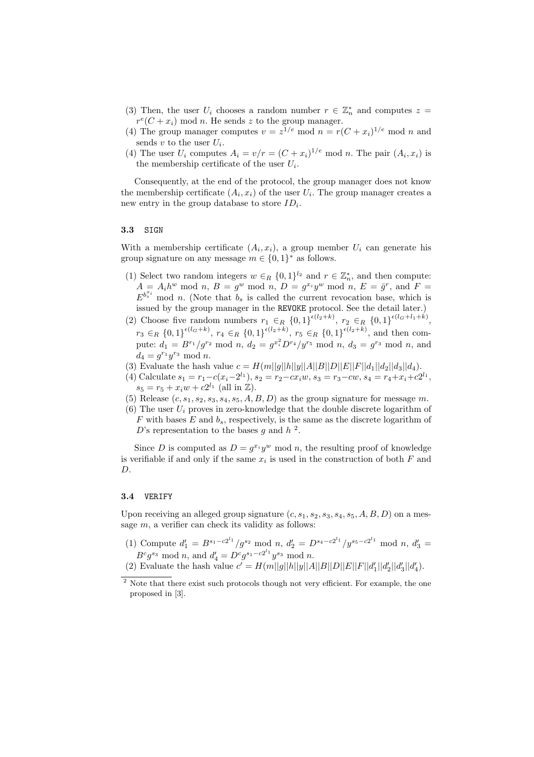(3) Then, the user $U_i$ chooses a random number $r \in \mathbb{Z}_n^*$ and computes $z = r^e(C + x_i) \bmod n$. He sends $z$ to the group manager.
(4) The group manager computes $v = z^{1/e} \bmod n = r(C + x_i)^{1/e} \bmod n$ and sends $v$ to the user $U_i$.
(4) The user $U_i$ computes $A_i = v/r = (C + x_i)^{1/e} \bmod n$. The pair $(A_i, x_i)$ is the membership certificate of the user $U_i$.

Consequently, at the end of the protocol, the group manager does not know the membership certificate $(A_i, x_i)$ of the user $U_i$. The group manager creates a new entry in the group database to store $ID_i$.

### 3.3 SIGN

With a membership certificate $(A_i, x_i)$, a group member $U_i$ can generate his group signature on any message $m \in \{0, 1\}^*$ as follows.

(1) Select two random integers $w \in_R \{0, 1\}^{l_2}$ and $r \in \mathbb{Z}_n^*$, and then compute: $A = A_i h^w \bmod n$, $B = g^w \bmod n$, $D = g^{x_i} y^w \bmod n$, $E = \bar{g}^r$, and $F = E^{b_s^{x_i}} \bmod n$. (Note that $b_s$ is called the current revocation base, which is issued by the group manager in the `REVOKE` protocol. See the detail later.)
(2) Choose five random numbers $r_1 \in_R \{0, 1\}^{\epsilon(l_2+k)}$, $r_2 \in_R \{0, 1\}^{\epsilon(l_G+l_1+k)}$, $r_3 \in_R \{0, 1\}^{\epsilon(l_G+k)}$, $r_4 \in_R \{0, 1\}^{\epsilon(l_2+k)}$, $r_5 \in_R \{0, 1\}^{\epsilon(l_2+k)}$, and then compute: $d_1 = B^{r_1}/g^{r_2} \bmod n$, $d_2 = g^{x_i^2} D^{r_4}/y^{r_5} \bmod n$, $d_3 = g^{r_3} \bmod n$, and $d_4 = g^{r_1} y^{r_3} \bmod n$.
(3) Evaluate the hash value $c = H(m||g||h||y||A||B||D||E||F||d_1||d_2||d_3||d_4)$.
(4) Calculate $s_1 = r_1 - c(x_i - 2^{l_1})$, $s_2 = r_2 - cx_i w$, $s_3 = r_3 - cw$, $s_4 = r_4 + x_i + c2^{l_1}$, $s_5 = r_5 + x_i w + c2^{l_1}$ (all in $\mathbb{Z}$).
(5) Release $(c, s_1, s_2, s_3, s_4, s_5, A, B, D)$ as the group signature for message $m$.
(6) The user $U_i$ proves in zero-knowledge that the double discrete logarithm of $F$ with bases $E$ and $b_s$, respectively, is the same as the discrete logarithm of $D$'s representation to the bases $g$ and $h$ [2].

Since $D$ is computed as $D = g^{x_i} y^w \bmod n$, the resulting proof of knowledge is verifiable if and only if the same $x_i$ is used in the construction of both $F$ and $D$.

### 3.4 VERIFY

Upon receiving an alleged group signature $(c, s_1, s_2, s_3, s_4, s_5, A, B, D)$ on a message $m$, a verifier can check its validity as follows:

(1) Compute $d_1' = B^{s_1 - c2^{l_1}}/g^{s_2} \bmod n$, $d_2' = D^{s_4 - c2^{l_1}}/y^{s_5 - c2^{l_1}} \bmod n$, $d_3' = B^c g^{s_3} \bmod n$, and $d_4' = D^c g^{s_1 - c2^{l_1}} y^{s_3} \bmod n$.
(2) Evaluate the hash value $c' = H(m||g||h||y||A||B||D||E||F||d_1'||d_2'||d_3'||d_4')$.

---

[2] Note that there exist such protocols though not very efficient. For example, the one proposed in [3].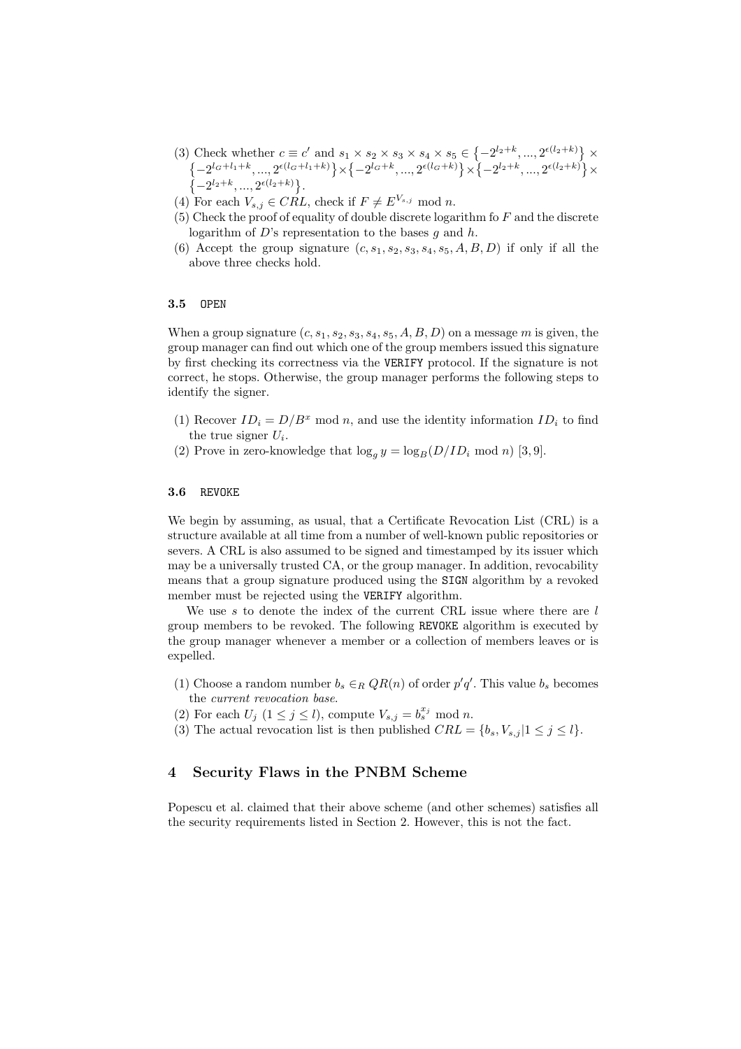(3) Check whether $c \equiv c'$ and $s_1 \times s_2 \times s_3 \times s_4 \times s_5 \in \{-2^{l_2+k}, ..., 2^{\epsilon(l_2+k)}\} \times \{-2^{l_G+l_1+k}, ..., 2^{\epsilon(l_G+l_1+k)}\} \times \{-2^{l_G+k}, ..., 2^{\epsilon(l_G+k)}\} \times \{-2^{l_2+k}, ..., 2^{\epsilon(l_2+k)}\} \times \{-2^{l_2+k}, ..., 2^{\epsilon(l_2+k)}\}$.

(4) For each $V_{s,j} \in CRL$, check if $F \neq E^{V_{s,j}} \bmod n$.

(5) Check the proof of equality of double discrete logarithm fo $F$ and the discrete logarithm of $D$'s representation to the bases $g$ and $h$.

(6) Accept the group signature $(c, s_1, s_2, s_3, s_4, s_5, A, B, D)$ if only if all the above three checks hold.

### 3.5 OPEN

When a group signature $(c, s_1, s_2, s_3, s_4, s_5, A, B, D)$ on a message $m$ is given, the group manager can find out which one of the group members issued this signature by first checking its correctness via the VERIFY protocol. If the signature is not correct, he stops. Otherwise, the group manager performs the following steps to identify the signer.

(1) Recover $ID_i = D/B^x \bmod n$, and use the identity information $ID_i$ to find the true signer $U_i$.

(2) Prove in zero-knowledge that $\log_g y = \log_B(D/ID_i \bmod n)$ [3, 9].

### 3.6 REVOKE

We begin by assuming, as usual, that a Certificate Revocation List (CRL) is a structure available at all time from a number of well-known public repositories or severs. A CRL is also assumed to be signed and timestamped by its issuer which may be a universally trusted CA, or the group manager. In addition, revocability means that a group signature produced using the SIGN algorithm by a revoked member must be rejected using the VERIFY algorithm.

We use $s$ to denote the index of the current CRL issue where there are $l$ group members to be revoked. The following REVOKE algorithm is executed by the group manager whenever a member or a collection of members leaves or is expelled.

(1) Choose a random number $b_s \in_R QR(n)$ of order $p'q'$. This value $b_s$ becomes the *current revocation base*.

(2) For each $U_j$ $(1 \leq j \leq l)$, compute $V_{s,j} = b_s^{x_j} \bmod n$.

(3) The actual revocation list is then published $CRL = \{b_s, V_{s,j} | 1 \leq j \leq l\}$.

## 4 Security Flaws in the PNBM Scheme

Popescu et al. claimed that their above scheme (and other schemes) satisfies all the security requirements listed in Section 2. However, this is not the fact.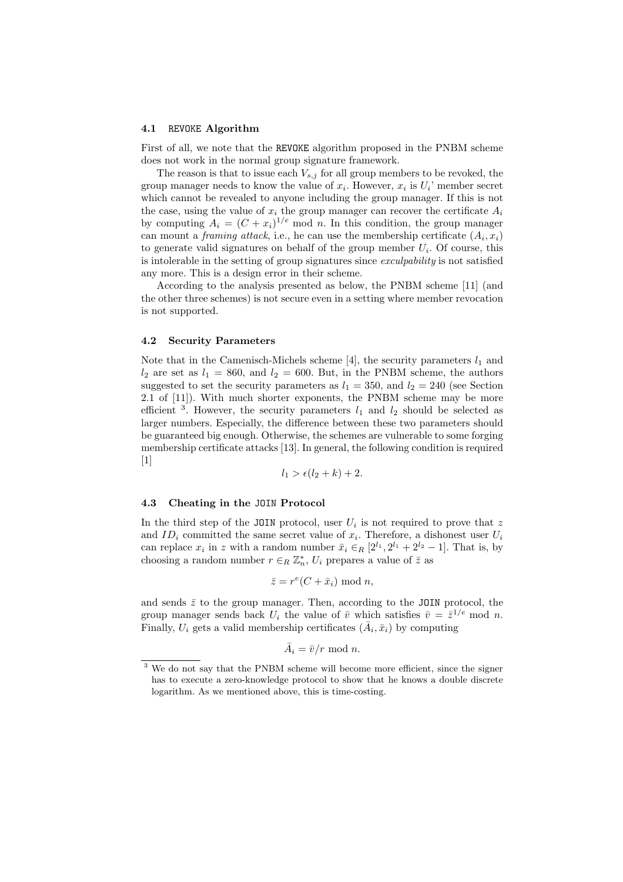### 4.1 REVOKE Algorithm

First of all, we note that the REVOKE algorithm proposed in the PNBM scheme does not work in the normal group signature framework.

The reason is that to issue each $V_{s,j}$ for all group members to be revoked, the group manager needs to know the value of $x_i$. However, $x_i$ is $U_i$' member secret which cannot be revealed to anyone including the group manager. If this is not the case, using the value of $x_i$ the group manager can recover the certificate $A_i$ by computing $A_i = (C + x_i)^{1/e} \bmod n$. In this condition, the group manager can mount a *framing attack*, i.e., he can use the membership certificate $(A_i, x_i)$ to generate valid signatures on behalf of the group member $U_i$. Of course, this is intolerable in the setting of group signatures since *exculpability* is not satisfied any more. This is a design error in their scheme.

According to the analysis presented as below, the PNBM scheme [11] (and the other three schemes) is not secure even in a setting where member revocation is not supported.

### 4.2 Security Parameters

Note that in the Camenisch-Michels scheme [4], the security parameters $l_1$ and $l_2$ are set as $l_1 = 860$, and $l_2 = 600$. But, in the PNBM scheme, the authors suggested to set the security parameters as $l_1 = 350$, and $l_2 = 240$ (see Section 2.1 of [11]). With much shorter exponents, the PNBM scheme may be more efficient [3]. However, the security parameters $l_1$ and $l_2$ should be selected as larger numbers. Especially, the difference between these two parameters should be guaranteed big enough. Otherwise, the schemes are vulnerable to some forging membership certificate attacks [13]. In general, the following condition is required [1]

$$l_1 > \epsilon(l_2 + k) + 2.$$

### 4.3 Cheating in the JOIN Protocol

In the third step of the JOIN protocol, user $U_i$ is not required to prove that $z$ and $ID_i$ committed the same secret value of $x_i$. Therefore, a dishonest user $U_i$ can replace $x_i$ in $z$ with a random number $\bar{x}_i \in_R [2^{l_1}, 2^{l_1} + 2^{l_2} - 1]$. That is, by choosing a random number $r \in_R \mathbb{Z}_n^*$, $U_i$ prepares a value of $\bar{z}$ as

$$\bar{z} = r^e(C + \bar{x}_i) \bmod n,$$

and sends $\bar{z}$ to the group manager. Then, according to the JOIN protocol, the group manager sends back $U_i$ the value of $\bar{v}$ which satisfies $\bar{v} = \bar{z}^{1/e} \bmod n$. Finally, $U_i$ gets a valid membership certificates $(\bar{A}_i, \bar{x}_i)$ by computing

$$\bar{A}_i = \bar{v}/r \bmod n.$$

[3] We do not say that the PNBM scheme will become more efficient, since the signer has to execute a zero-knowledge protocol to show that he knows a double discrete logarithm. As we mentioned above, this is time-costing.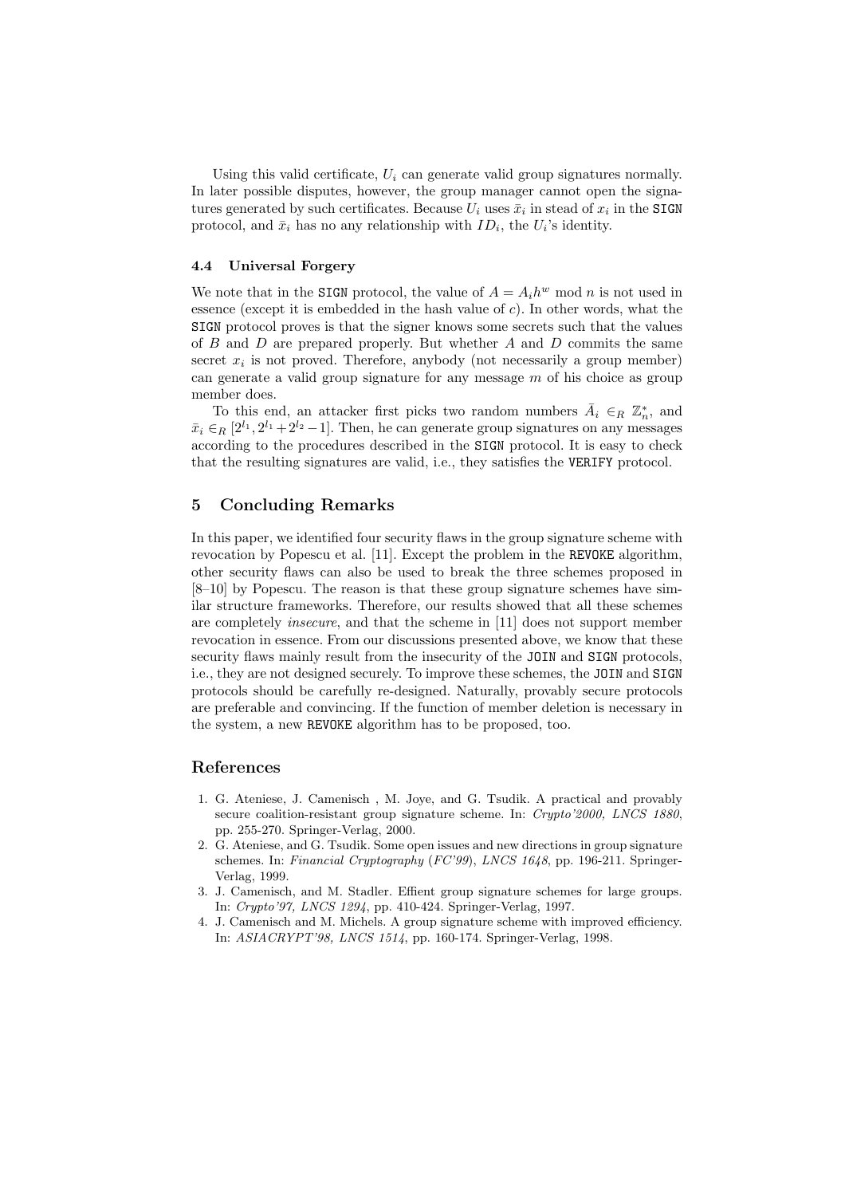Using this valid certificate, $U_i$ can generate valid group signatures normally. In later possible disputes, however, the group manager cannot open the signatures generated by such certificates. Because $U_i$ uses $\bar{x}_i$ in stead of $x_i$ in the SIGN protocol, and $\bar{x}_i$ has no any relationship with $ID_i$, the $U_i$'s identity.

### 4.4 Universal Forgery

We note that in the SIGN protocol, the value of $A = A_i h^w \bmod n$ is not used in essence (except it is embedded in the hash value of $c$). In other words, what the SIGN protocol proves is that the signer knows some secrets such that the values of $B$ and $D$ are prepared properly. But whether $A$ and $D$ commits the same secret $x_i$ is not proved. Therefore, anybody (not necessarily a group member) can generate a valid group signature for any message $m$ of his choice as group member does.

To this end, an attacker first picks two random numbers $\bar{A}_i \in_R \mathbb{Z}_n^*$, and $\bar{x}_i \in_R [2^{l_1}, 2^{l_1} + 2^{l_2} - 1]$. Then, he can generate group signatures on any messages according to the procedures described in the SIGN protocol. It is easy to check that the resulting signatures are valid, i.e., they satisfies the VERIFY protocol.

## 5 Concluding Remarks

In this paper, we identified four security flaws in the group signature scheme with revocation by Popescu et al. [11]. Except the problem in the REVOKE algorithm, other security flaws can also be used to break the three schemes proposed in [8–10] by Popescu. The reason is that these group signature schemes have similar structure frameworks. Therefore, our results showed that all these schemes are completely *insecure*, and that the scheme in [11] does not support member revocation in essence. From our discussions presented above, we know that these security flaws mainly result from the insecurity of the JOIN and SIGN protocols, i.e., they are not designed securely. To improve these schemes, the JOIN and SIGN protocols should be carefully re-designed. Naturally, provably secure protocols are preferable and convincing. If the function of member deletion is necessary in the system, a new REVOKE algorithm has to be proposed, too.

## References

1. G. Ateniese, J. Camenisch , M. Joye, and G. Tsudik. A practical and provably secure coalition-resistant group signature scheme. In: *Crypto'2000, LNCS 1880*, pp. 255-270. Springer-Verlag, 2000.
2. G. Ateniese, and G. Tsudik. Some open issues and new directions in group signature schemes. In: *Financial Cryptography* (*FC'99*), *LNCS 1648*, pp. 196-211. Springer-Verlag, 1999.
3. J. Camenisch, and M. Stadler. Effient group signature schemes for large groups. In: *Crypto'97, LNCS 1294*, pp. 410-424. Springer-Verlag, 1997.
4. J. Camenisch and M. Michels. A group signature scheme with improved efficiency. In: *ASIACRYPT'98, LNCS 1514*, pp. 160-174. Springer-Verlag, 1998.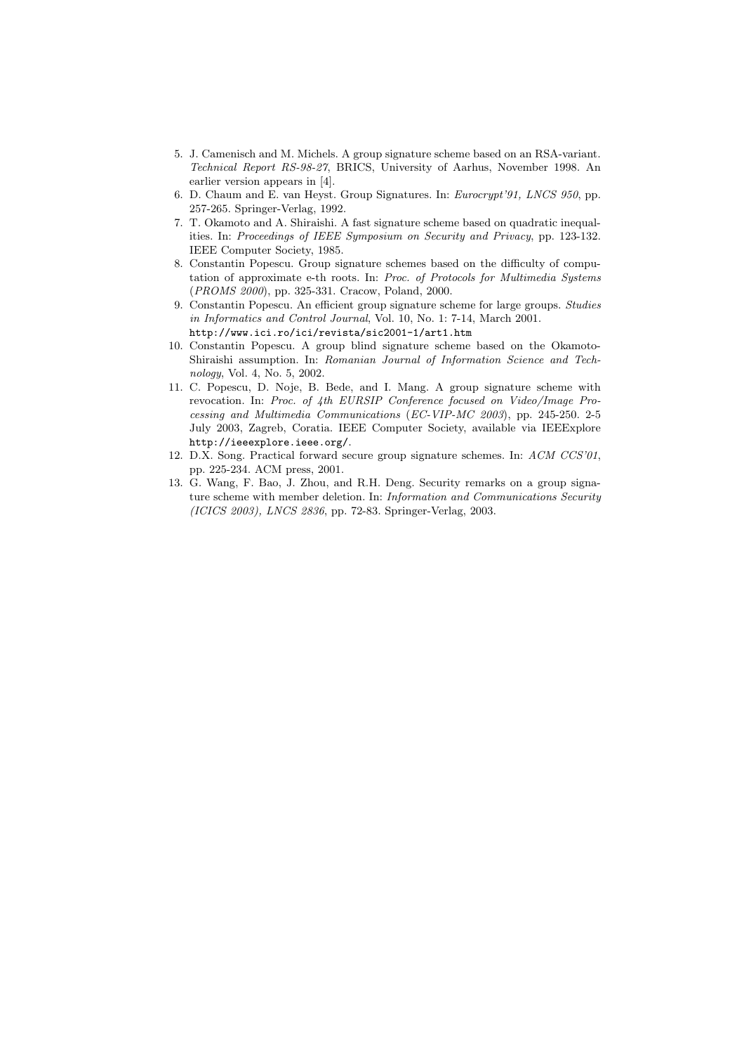5. J. Camenisch and M. Michels. A group signature scheme based on an RSA-variant. *Technical Report RS-98-27*, BRICS, University of Aarhus, November 1998. An earlier version appears in [4].
6. D. Chaum and E. van Heyst. Group Signatures. In: *Eurocrypt'91, LNCS 950*, pp. 257-265. Springer-Verlag, 1992.
7. T. Okamoto and A. Shiraishi. A fast signature scheme based on quadratic inequalities. In: *Proceedings of IEEE Symposium on Security and Privacy*, pp. 123-132. IEEE Computer Society, 1985.
8. Constantin Popescu. Group signature schemes based on the difficulty of computation of approximate e-th roots. In: *Proc. of Protocols for Multimedia Systems* (*PROMS 2000*), pp. 325-331. Cracow, Poland, 2000.
9. Constantin Popescu. An efficient group signature scheme for large groups. *Studies in Informatics and Control Journal*, Vol. 10, No. 1: 7-14, March 2001. `http://www.ici.ro/ici/revista/sic2001-1/art1.htm`
10. Constantin Popescu. A group blind signature scheme based on the Okamoto-Shiraishi assumption. In: *Romanian Journal of Information Science and Technology*, Vol. 4, No. 5, 2002.
11. C. Popescu, D. Noje, B. Bede, and I. Mang. A group signature scheme with revocation. In: *Proc. of 4th EURSIP Conference focused on Video/Image Processing and Multimedia Communications* (*EC-VIP-MC 2003*), pp. 245-250. 2-5 July 2003, Zagreb, Coratia. IEEE Computer Society, available via IEEExplore `http://ieeexplore.ieee.org/`.
12. D.X. Song. Practical forward secure group signature schemes. In: *ACM CCS'01*, pp. 225-234. ACM press, 2001.
13. G. Wang, F. Bao, J. Zhou, and R.H. Deng. Security remarks on a group signature scheme with member deletion. In: *Information and Communications Security (ICICS 2003), LNCS 2836*, pp. 72-83. Springer-Verlag, 2003.